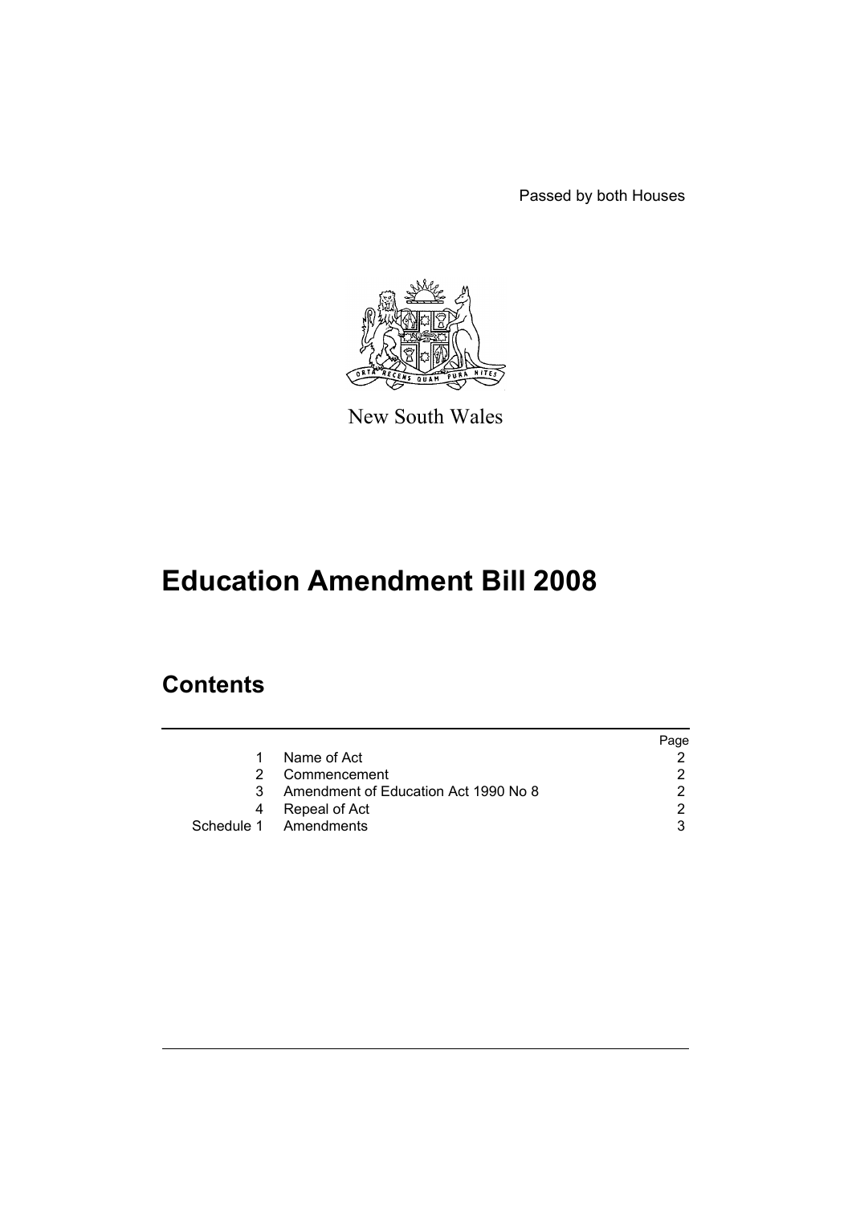Passed by both Houses

New South Wales

# Education Amendment Bill 2008

## Contents

| | | Page |
|---|---|---|
| 1 | Name of Act | 2 |
| 2 | Commencement | 2 |
| 3 | Amendment of Education Act 1990 No 8 | 2 |
| 4 | Repeal of Act | 2 |
| Schedule 1 | Amendments | 3 |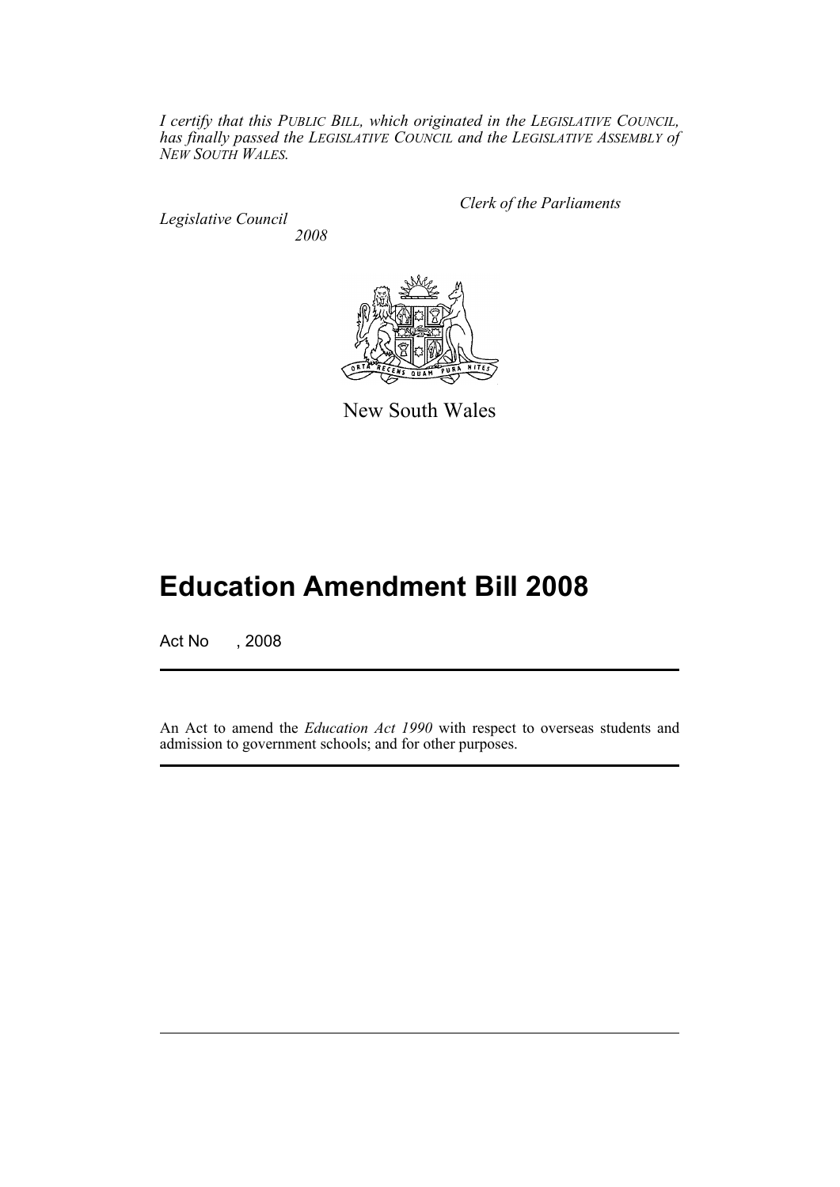*I certify that this PUBLIC BILL, which originated in the LEGISLATIVE COUNCIL, has finally passed the LEGISLATIVE COUNCIL and the LEGISLATIVE ASSEMBLY of NEW SOUTH WALES.*

*Clerk of the Parliaments*

*Legislative Council*

*2008*

New South Wales

# Education Amendment Bill 2008

Act No , 2008

An Act to amend the *Education Act 1990* with respect to overseas students and admission to government schools; and for other purposes.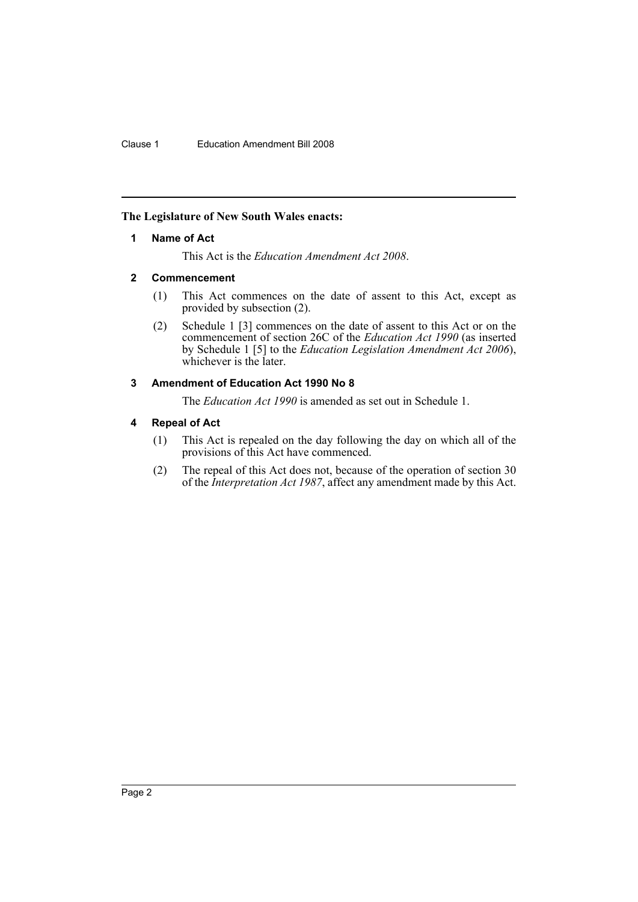**The Legislature of New South Wales enacts:**

## 1 Name of Act

This Act is the *Education Amendment Act 2008*.

## 2 Commencement

(1) This Act commences on the date of assent to this Act, except as provided by subsection (2).

(2) Schedule 1 [3] commences on the date of assent to this Act or on the commencement of section 26C of the *Education Act 1990* (as inserted by Schedule 1 [5] to the *Education Legislation Amendment Act 2006*), whichever is the later.

## 3 Amendment of Education Act 1990 No 8

The *Education Act 1990* is amended as set out in Schedule 1.

## 4 Repeal of Act

(1) This Act is repealed on the day following the day on which all of the provisions of this Act have commenced.

(2) The repeal of this Act does not, because of the operation of section 30 of the *Interpretation Act 1987*, affect any amendment made by this Act.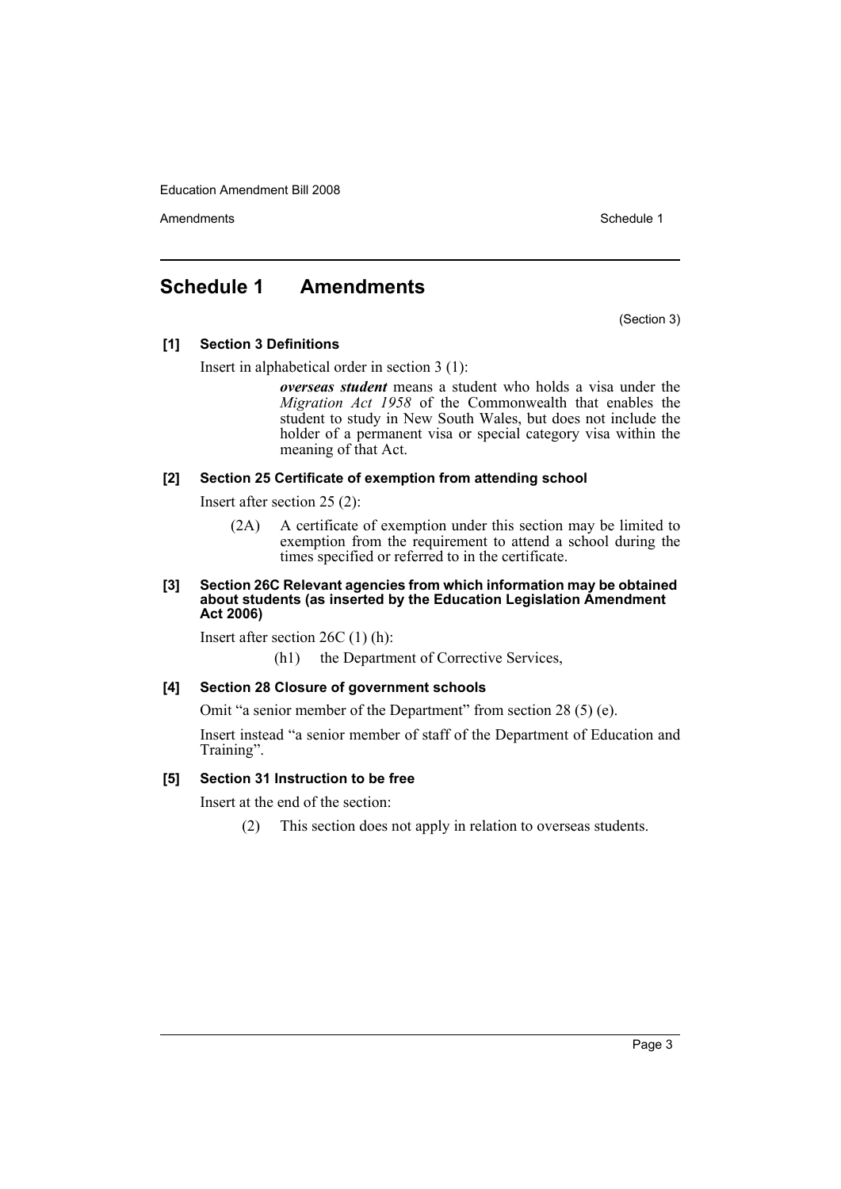## Schedule 1 Amendments

(Section 3)

**[1] Section 3 Definitions**

Insert in alphabetical order in section 3 (1):

> ***overseas student*** means a student who holds a visa under the *Migration Act 1958* of the Commonwealth that enables the student to study in New South Wales, but does not include the holder of a permanent visa or special category visa within the meaning of that Act.

**[2] Section 25 Certificate of exemption from attending school**

Insert after section 25 (2):

> (2A) A certificate of exemption under this section may be limited to exemption from the requirement to attend a school during the times specified or referred to in the certificate.

**[3] Section 26C Relevant agencies from which information may be obtained about students (as inserted by the Education Legislation Amendment Act 2006)**

Insert after section 26C (1) (h):

> (h1) the Department of Corrective Services,

**[4] Section 28 Closure of government schools**

Omit "a senior member of the Department" from section 28 (5) (e).

Insert instead "a senior member of staff of the Department of Education and Training".

**[5] Section 31 Instruction to be free**

Insert at the end of the section:

> (2) This section does not apply in relation to overseas students.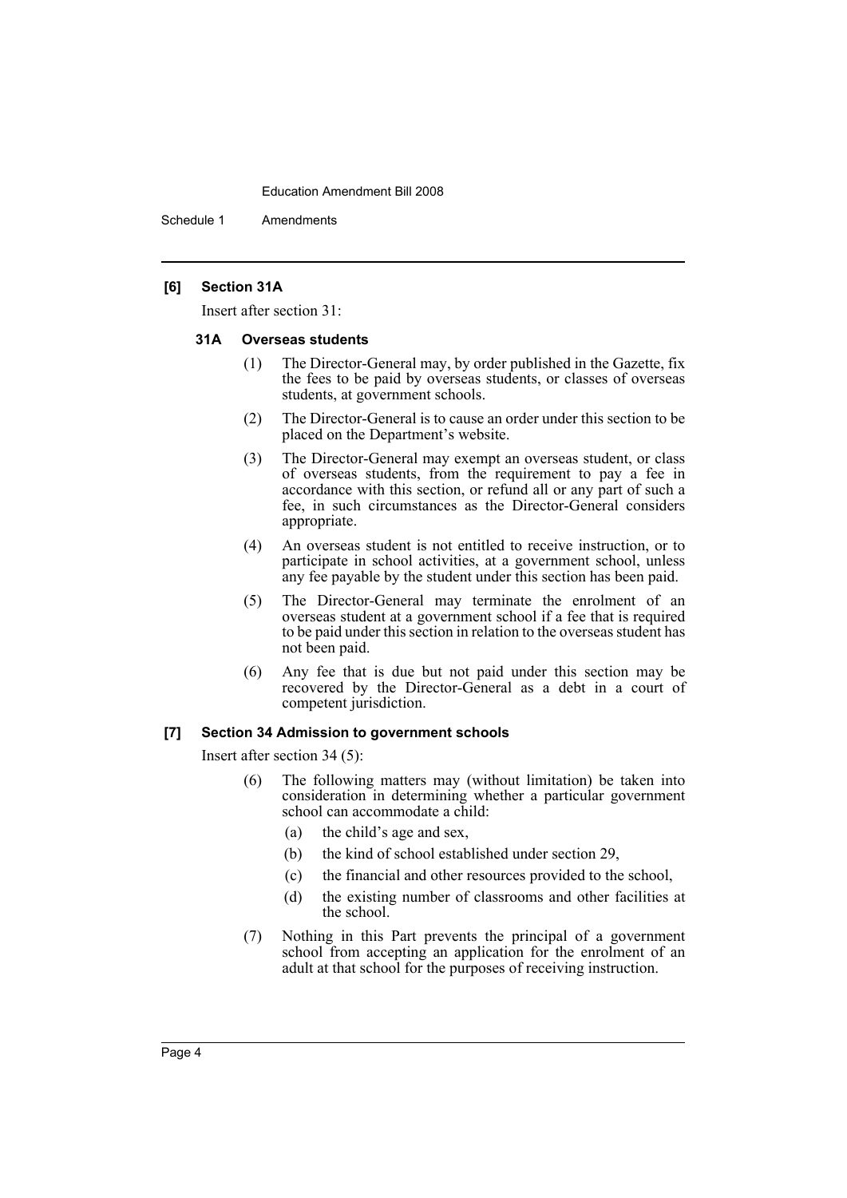### [6] Section 31A

Insert after section 31:

#### 31A Overseas students

(1) The Director-General may, by order published in the Gazette, fix the fees to be paid by overseas students, or classes of overseas students, at government schools.

(2) The Director-General is to cause an order under this section to be placed on the Department's website.

(3) The Director-General may exempt an overseas student, or class of overseas students, from the requirement to pay a fee in accordance with this section, or refund all or any part of such a fee, in such circumstances as the Director-General considers appropriate.

(4) An overseas student is not entitled to receive instruction, or to participate in school activities, at a government school, unless any fee payable by the student under this section has been paid.

(5) The Director-General may terminate the enrolment of an overseas student at a government school if a fee that is required to be paid under this section in relation to the overseas student has not been paid.

(6) Any fee that is due but not paid under this section may be recovered by the Director-General as a debt in a court of competent jurisdiction.

### [7] Section 34 Admission to government schools

Insert after section 34 (5):

(6) The following matters may (without limitation) be taken into consideration in determining whether a particular government school can accommodate a child:

(a) the child's age and sex,

(b) the kind of school established under section 29,

(c) the financial and other resources provided to the school,

(d) the existing number of classrooms and other facilities at the school.

(7) Nothing in this Part prevents the principal of a government school from accepting an application for the enrolment of an adult at that school for the purposes of receiving instruction.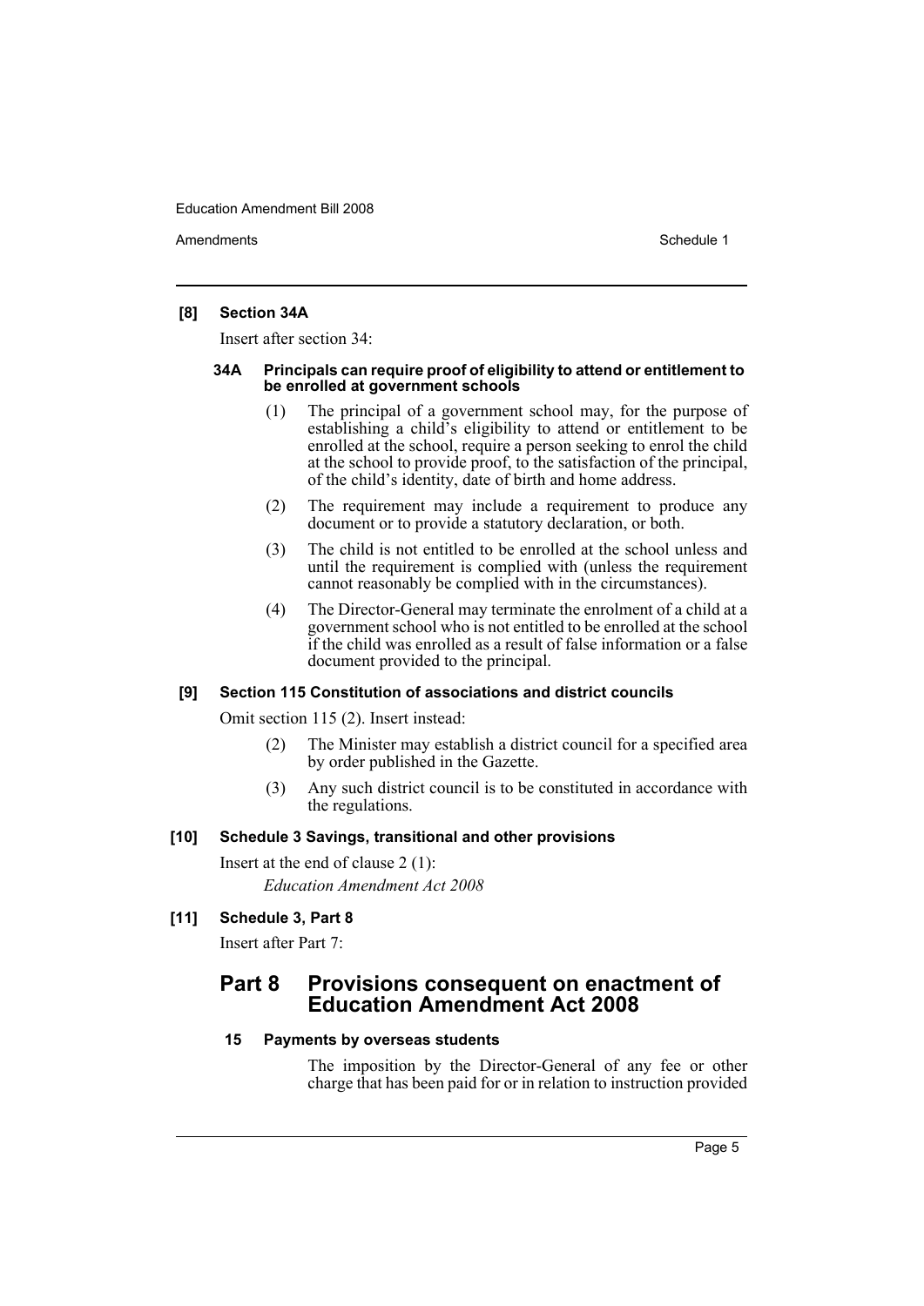**[8] Section 34A**

Insert after section 34:

**34A Principals can require proof of eligibility to attend or entitlement to be enrolled at government schools**

(1) The principal of a government school may, for the purpose of establishing a child's eligibility to attend or entitlement to be enrolled at the school, require a person seeking to enrol the child at the school to provide proof, to the satisfaction of the principal, of the child's identity, date of birth and home address.

(2) The requirement may include a requirement to produce any document or to provide a statutory declaration, or both.

(3) The child is not entitled to be enrolled at the school unless and until the requirement is complied with (unless the requirement cannot reasonably be complied with in the circumstances).

(4) The Director-General may terminate the enrolment of a child at a government school who is not entitled to be enrolled at the school if the child was enrolled as a result of false information or a false document provided to the principal.

**[9] Section 115 Constitution of associations and district councils**

Omit section 115 (2). Insert instead:

(2) The Minister may establish a district council for a specified area by order published in the Gazette.

(3) Any such district council is to be constituted in accordance with the regulations.

**[10] Schedule 3 Savings, transitional and other provisions**

Insert at the end of clause 2 (1):

*Education Amendment Act 2008*

**[11] Schedule 3, Part 8**

Insert after Part 7:

## Part 8 Provisions consequent on enactment of Education Amendment Act 2008

**15 Payments by overseas students**

The imposition by the Director-General of any fee or other charge that has been paid for or in relation to instruction provided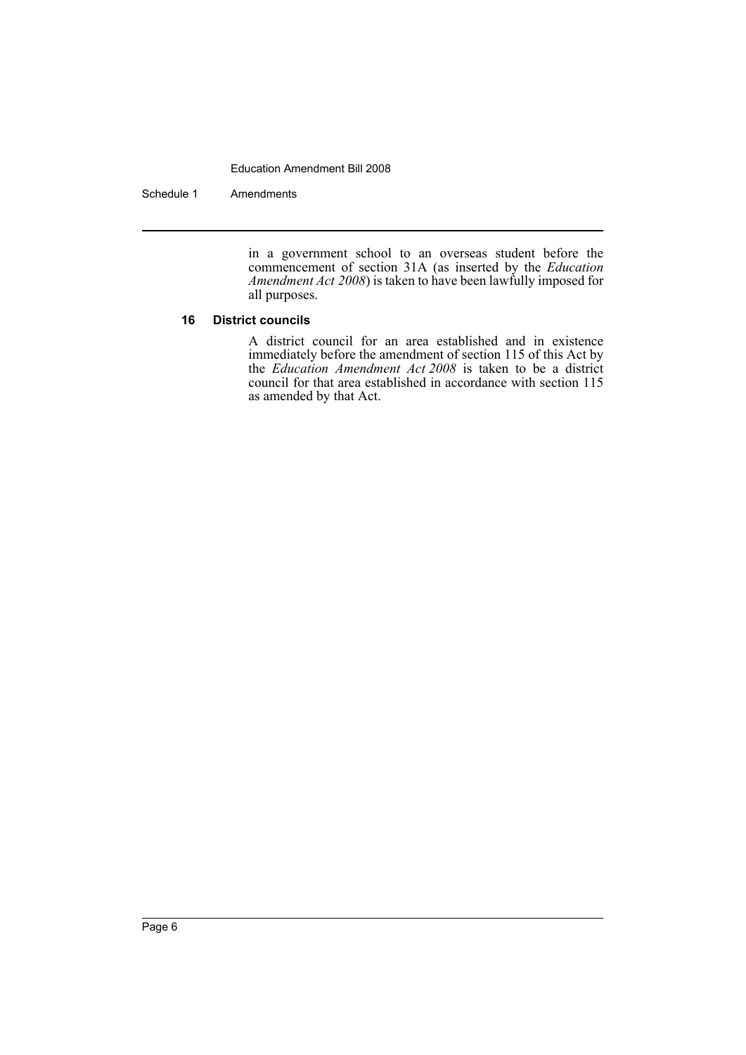in a government school to an overseas student before the commencement of section 31A (as inserted by the *Education Amendment Act 2008*) is taken to have been lawfully imposed for all purposes.

### 16 District councils

A district council for an area established and in existence immediately before the amendment of section 115 of this Act by the *Education Amendment Act 2008* is taken to be a district council for that area established in accordance with section 115 as amended by that Act.